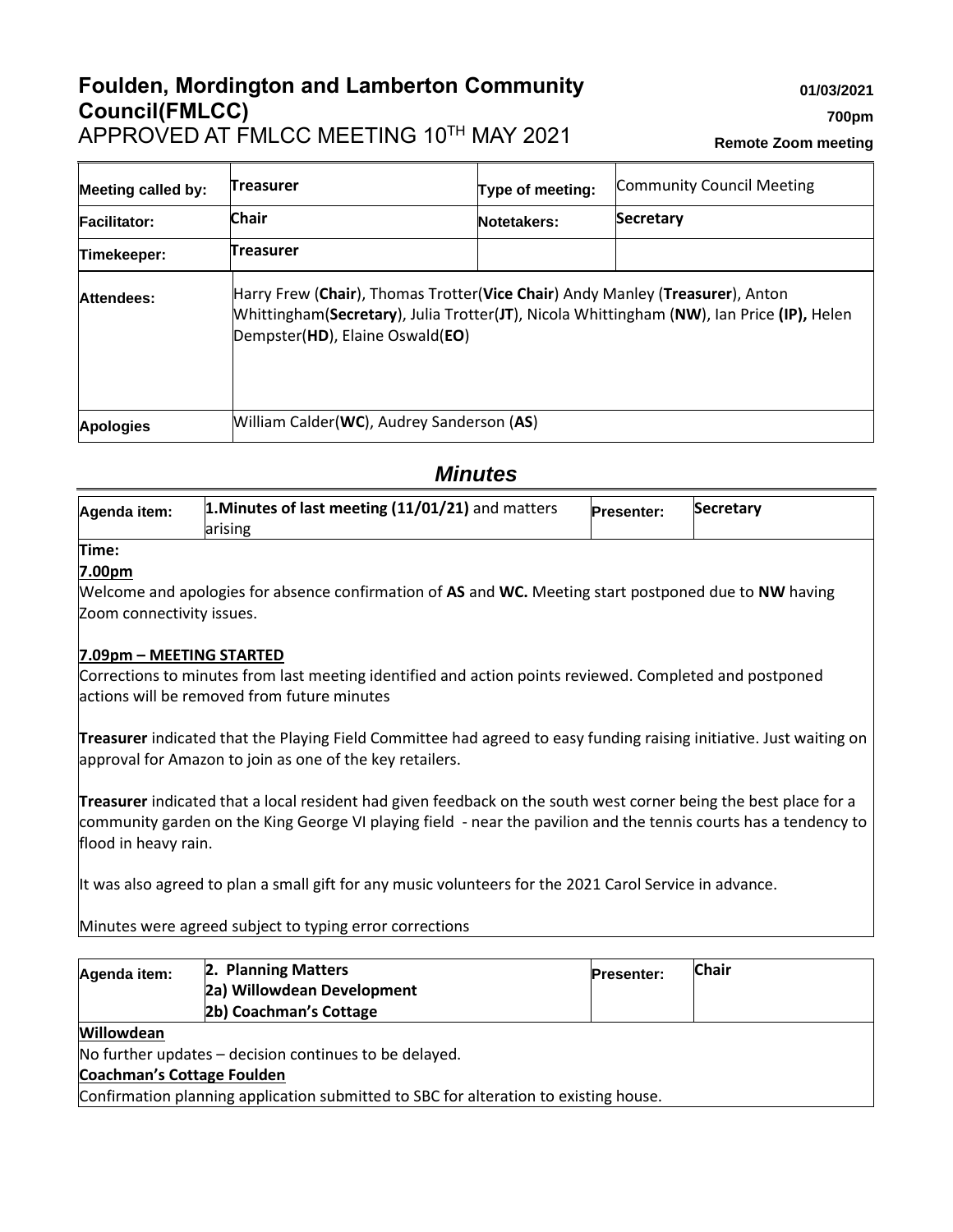# Foulden, Mordington and Lamberton Community Council(FMLCC)

APPROVED AT FMLCC MEETING 10TH MAY 2021

**01/03/2021**

**700pm**

**Remote Zoom meeting**

| Meeting called by: | Treasurer | Type of meeting: | Community Council Meeting |
|---|---|---|---|
| Facilitator: | Chair | Notetakers: | Secretary |
| Timekeeper: | Treasurer | | |
| Attendees: | Harry Frew (**Chair**), Thomas Trotter(**Vice Chair**) Andy Manley (**Treasurer**), Anton Whittingham(**Secretary**), Julia Trotter(**JT**), Nicola Whittingham (**NW**), Ian Price **(IP),** Helen Dempster(**HD**), Elaine Oswald(**EO**) | | |
| Apologies | William Calder(**WC**), Audrey Sanderson (**AS**) | | |

## *Minutes*

| Agenda item: | **1.Minutes of last meeting (11/01/21)** and matters arising | Presenter: | Secretary |
|---|---|---|---|

**Time:**

**7.00pm**

Welcome and apologies for absence confirmation of **AS** and **WC.** Meeting start postponed due to **NW** having Zoom connectivity issues.

**7.09pm – MEETING STARTED**

Corrections to minutes from last meeting identified and action points reviewed. Completed and postponed actions will be removed from future minutes

**Treasurer** indicated that the Playing Field Committee had agreed to easy funding raising initiative. Just waiting on approval for Amazon to join as one of the key retailers.

**Treasurer** indicated that a local resident had given feedback on the south west corner being the best place for a community garden on the King George VI playing field - near the pavilion and the tennis courts has a tendency to flood in heavy rain.

It was also agreed to plan a small gift for any music volunteers for the 2021 Carol Service in advance.

Minutes were agreed subject to typing error corrections

| Agenda item: | **2. Planning Matters**<br>**2a) Willowdean Development**<br>**2b) Coachman's Cottage** | Presenter: | Chair |
|---|---|---|---|

**Willowdean**

No further updates – decision continues to be delayed.

**Coachman's Cottage Foulden**

Confirmation planning application submitted to SBC for alteration to existing house.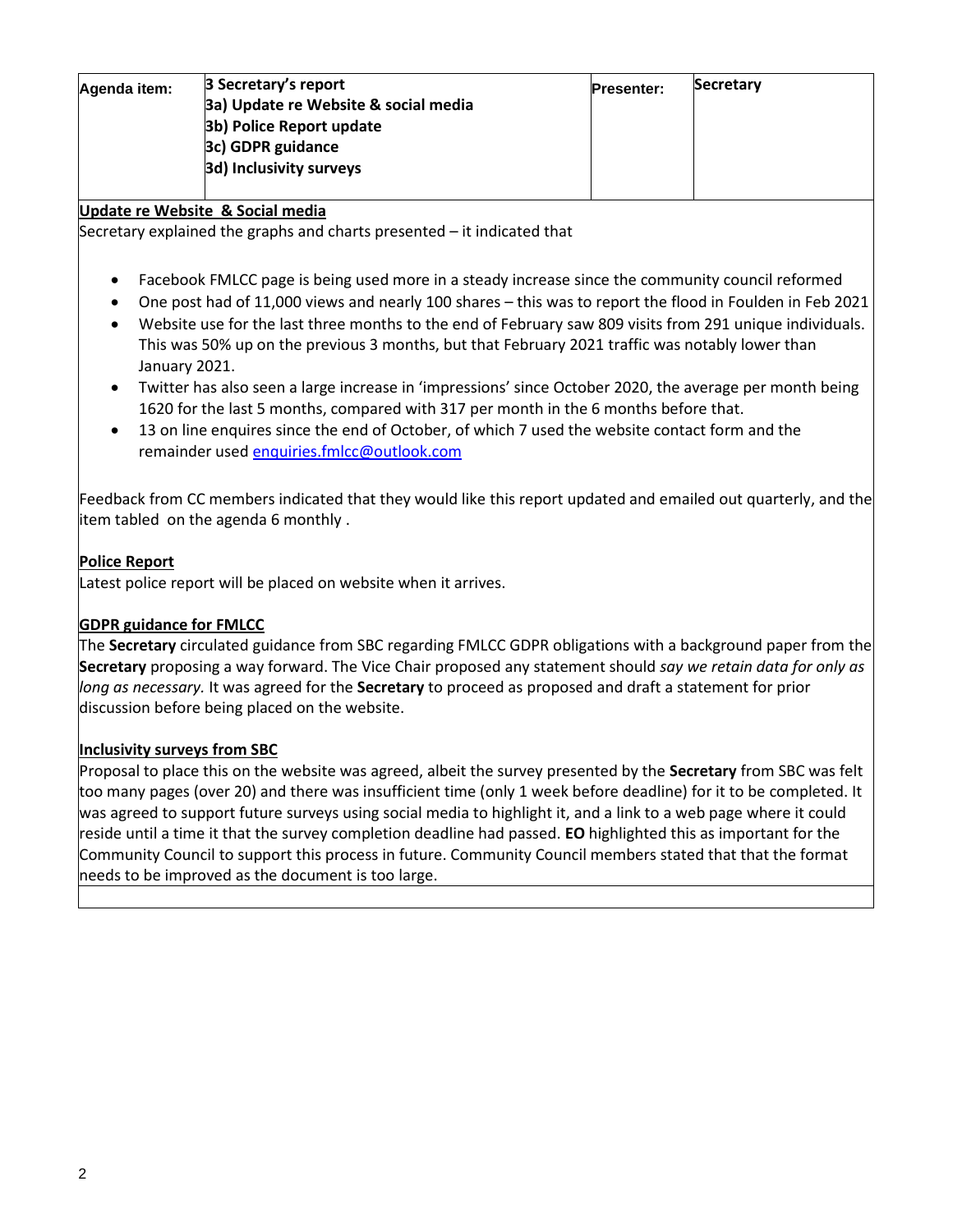| Agenda item: | 3 Secretary's report<br>3a) Update re Website & social media<br>3b) Police Report update<br>3c) GDPR guidance<br>3d) Inclusivity surveys | Presenter: | Secretary |
|---|---|---|---|

**Update re Website & Social media**

Secretary explained the graphs and charts presented – it indicated that

- Facebook FMLCC page is being used more in a steady increase since the community council reformed
- One post had of 11,000 views and nearly 100 shares – this was to report the flood in Foulden in Feb 2021
- Website use for the last three months to the end of February saw 809 visits from 291 unique individuals. This was 50% up on the previous 3 months, but that February 2021 traffic was notably lower than January 2021.
- Twitter has also seen a large increase in 'impressions' since October 2020, the average per month being 1620 for the last 5 months, compared with 317 per month in the 6 months before that.
- 13 on line enquires since the end of October, of which 7 used the website contact form and the remainder used enquiries.fmlcc@outlook.com

Feedback from CC members indicated that they would like this report updated and emailed out quarterly, and the item tabled on the agenda 6 monthly .

**Police Report**

Latest police report will be placed on website when it arrives.

**GDPR guidance for FMLCC**

The **Secretary** circulated guidance from SBC regarding FMLCC GDPR obligations with a background paper from the **Secretary** proposing a way forward. The Vice Chair proposed any statement should *say we retain data for only as long as necessary.* It was agreed for the **Secretary** to proceed as proposed and draft a statement for prior discussion before being placed on the website.

**Inclusivity surveys from SBC**

Proposal to place this on the website was agreed, albeit the survey presented by the **Secretary** from SBC was felt too many pages (over 20) and there was insufficient time (only 1 week before deadline) for it to be completed. It was agreed to support future surveys using social media to highlight it, and a link to a web page where it could reside until a time it that the survey completion deadline had passed. **EO** highlighted this as important for the Community Council to support this process in future. Community Council members stated that that the format needs to be improved as the document is too large.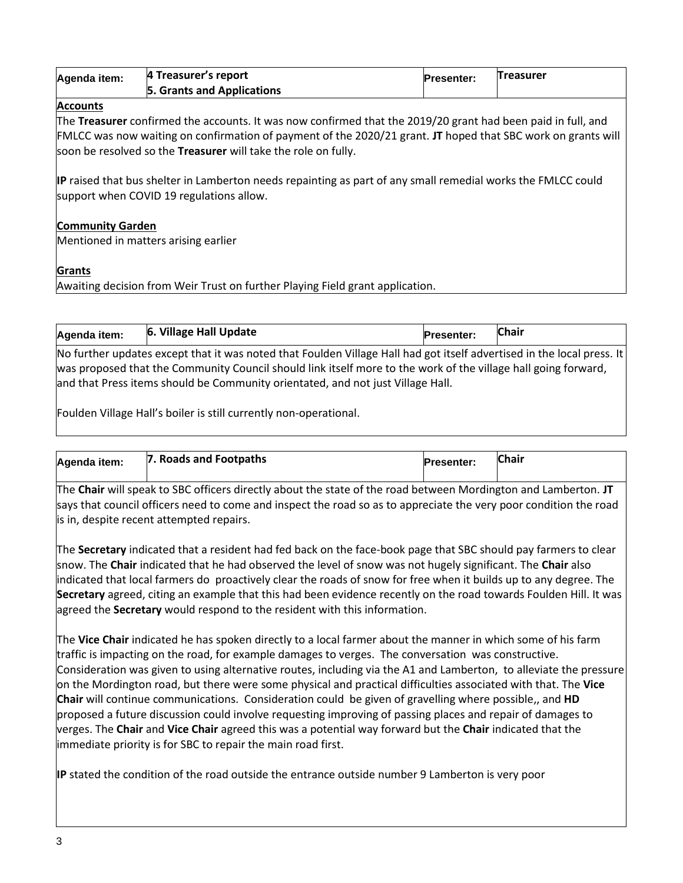| Agenda item: | 4 Treasurer's report<br>5. Grants and Applications | Presenter: | Treasurer |
|---|---|---|---|

**Accounts**

The **Treasurer** confirmed the accounts. It was now confirmed that the 2019/20 grant had been paid in full, and FMLCC was now waiting on confirmation of payment of the 2020/21 grant. **JT** hoped that SBC work on grants will soon be resolved so the **Treasurer** will take the role on fully.

**IP** raised that bus shelter in Lamberton needs repainting as part of any small remedial works the FMLCC could support when COVID 19 regulations allow.

**Community Garden**

Mentioned in matters arising earlier

**Grants**

Awaiting decision from Weir Trust on further Playing Field grant application.

| Agenda item: | 6. Village Hall Update | Presenter: | Chair |
|---|---|---|---|

No further updates except that it was noted that Foulden Village Hall had got itself advertised in the local press. It was proposed that the Community Council should link itself more to the work of the village hall going forward, and that Press items should be Community orientated, and not just Village Hall.

Foulden Village Hall's boiler is still currently non-operational.

| Agenda item: | 7. Roads and Footpaths | Presenter: | Chair |
|---|---|---|---|

The **Chair** will speak to SBC officers directly about the state of the road between Mordington and Lamberton. **JT** says that council officers need to come and inspect the road so as to appreciate the very poor condition the road is in, despite recent attempted repairs.

The **Secretary** indicated that a resident had fed back on the face-book page that SBC should pay farmers to clear snow. The **Chair** indicated that he had observed the level of snow was not hugely significant. The **Chair** also indicated that local farmers do proactively clear the roads of snow for free when it builds up to any degree. The **Secretary** agreed, citing an example that this had been evidence recently on the road towards Foulden Hill. It was agreed the **Secretary** would respond to the resident with this information.

The **Vice Chair** indicated he has spoken directly to a local farmer about the manner in which some of his farm traffic is impacting on the road, for example damages to verges. The conversation was constructive. Consideration was given to using alternative routes, including via the A1 and Lamberton, to alleviate the pressure on the Mordington road, but there were some physical and practical difficulties associated with that. The **Vice Chair** will continue communications. Consideration could be given of gravelling where possible,, and **HD** proposed a future discussion could involve requesting improving of passing places and repair of damages to verges. The **Chair** and **Vice Chair** agreed this was a potential way forward but the **Chair** indicated that the immediate priority is for SBC to repair the main road first.

**IP** stated the condition of the road outside the entrance outside number 9 Lamberton is very poor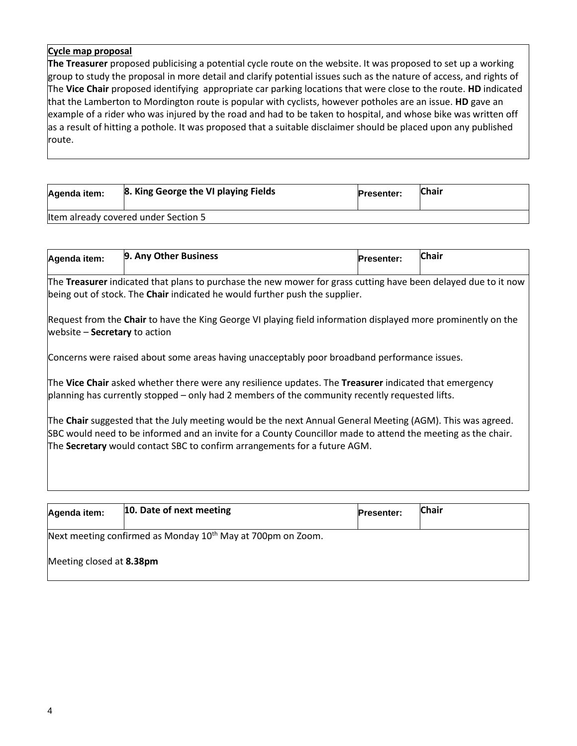**<u>Cycle map proposal</u>**

**The Treasurer** proposed publicising a potential cycle route on the website. It was proposed to set up a working group to study the proposal in more detail and clarify potential issues such as the nature of access, and rights of The **Vice Chair** proposed identifying appropriate car parking locations that were close to the route. **HD** indicated that the Lamberton to Mordington route is popular with cyclists, however potholes are an issue. **HD** gave an example of a rider who was injured by the road and had to be taken to hospital, and whose bike was written off as a result of hitting a pothole. It was proposed that a suitable disclaimer should be placed upon any published route.

| Agenda item: | **8. King George the VI playing Fields** | Presenter: | **Chair** |
|---|---|---|---|
| Item already covered under Section 5 | | | |

| Agenda item: | **9. Any Other Business** | Presenter: | **Chair** |
|---|---|---|---|

The **Treasurer** indicated that plans to purchase the new mower for grass cutting have been delayed due to it now being out of stock. The **Chair** indicated he would further push the supplier.

Request from the **Chair** to have the King George VI playing field information displayed more prominently on the website – **Secretary** to action

Concerns were raised about some areas having unacceptably poor broadband performance issues.

The **Vice Chair** asked whether there were any resilience updates. The **Treasurer** indicated that emergency planning has currently stopped – only had 2 members of the community recently requested lifts.

The **Chair** suggested that the July meeting would be the next Annual General Meeting (AGM). This was agreed. SBC would need to be informed and an invite for a County Councillor made to attend the meeting as the chair. The **Secretary** would contact SBC to confirm arrangements for a future AGM.

| Agenda item: | **10. Date of next meeting** | Presenter: | **Chair** |
|---|---|---|---|

Next meeting confirmed as Monday 10th May at 700pm on Zoom.

Meeting closed at **8.38pm**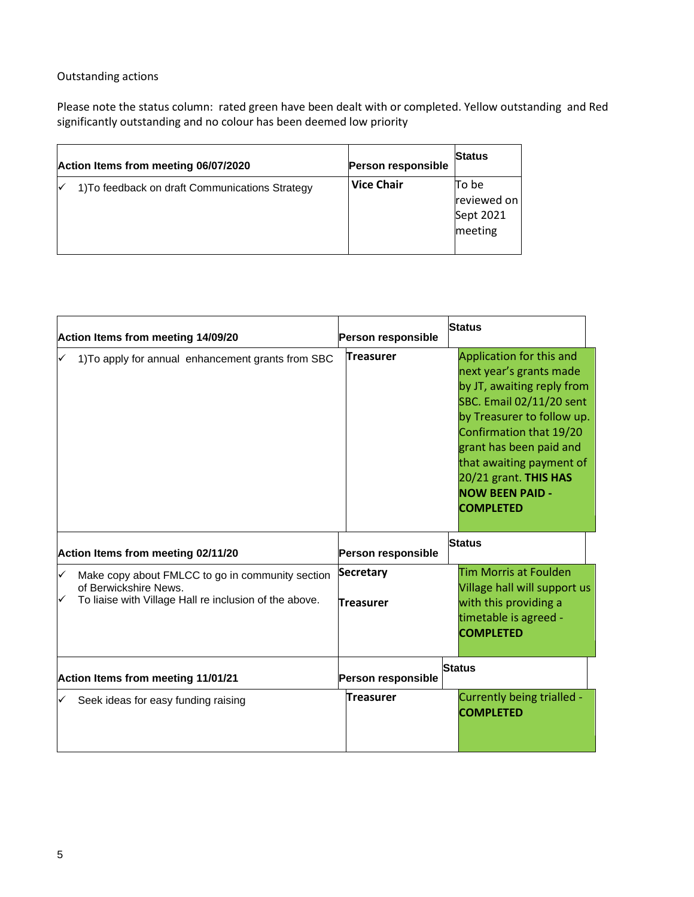Outstanding actions

Please note the status column: rated green have been dealt with or completed. Yellow outstanding and Red significantly outstanding and no colour has been deemed low priority

| **Action Items from meeting 06/07/2020** | **Person responsible** | **Status** |
|---|---|---|
| ✓ 1)To feedback on draft Communications Strategy | **Vice Chair** | To be reviewed on Sept 2021 meeting |

| **Action Items from meeting 14/09/20** | **Person responsible** | **Status** |
|---|---|---|
| ✓ 1)To apply for annual enhancement grants from SBC | **Treasurer** | Application for this and next year's grants made by JT, awaiting reply from SBC. Email 02/11/20 sent by Treasurer to follow up. Confirmation that 19/20 grant has been paid and that awaiting payment of 20/21 grant. **THIS HAS NOW BEEN PAID - COMPLETED** |
| **Action Items from meeting 02/11/20** | **Person responsible** | **Status** |
| ✓ Make copy about FMLCC to go in community section of Berwickshire News.<br>✓ To liaise with Village Hall re inclusion of the above. | **Secretary**<br><br>**Treasurer** | Tim Morris at Foulden Village hall will support us with this providing a timetable is agreed - **COMPLETED** |
| **Action Items from meeting 11/01/21** | **Person responsible** | **Status** |
| ✓ Seek ideas for easy funding raising | **Treasurer** | Currently being trialled - **COMPLETED** |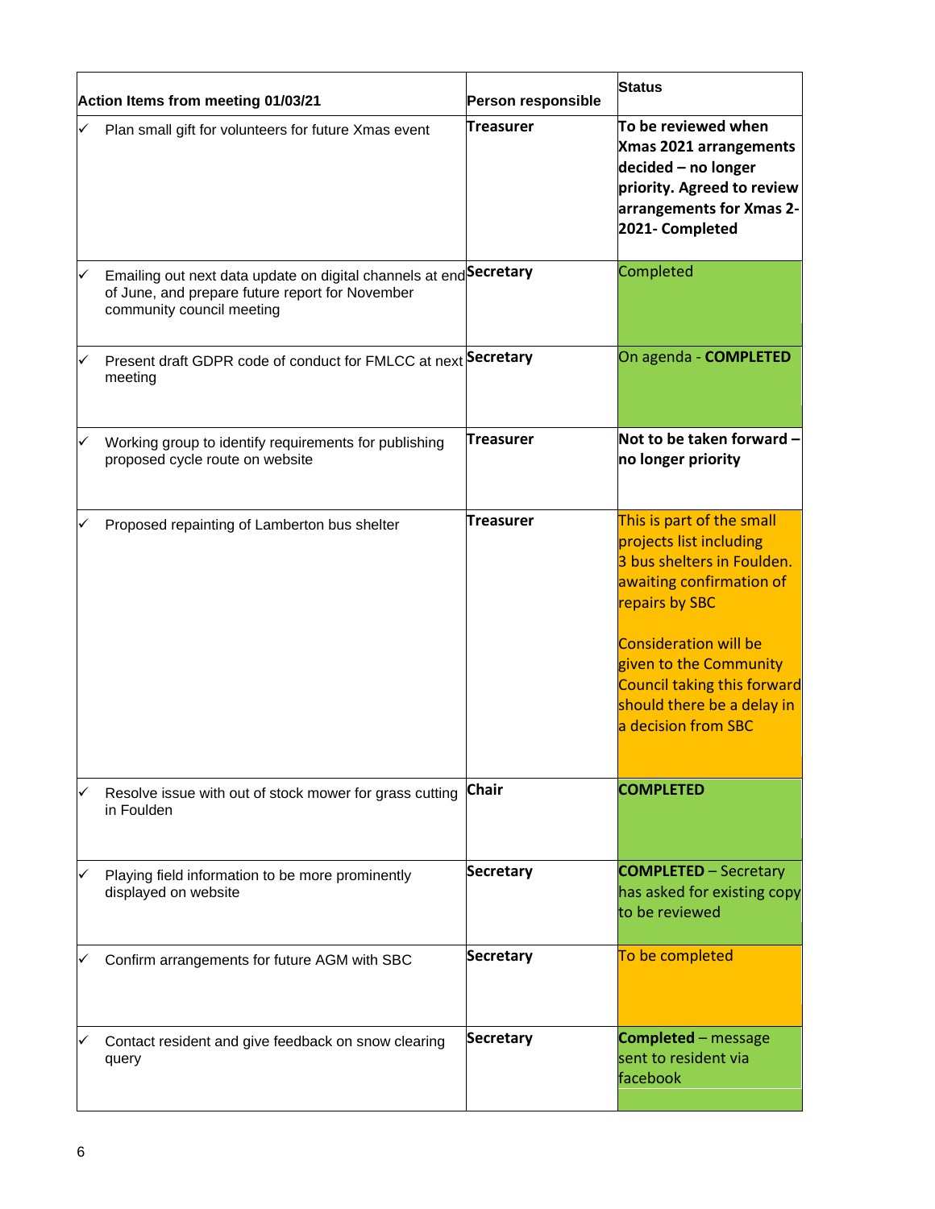| Action Items from meeting 01/03/21 | Person responsible | Status |
|---|---|---|
| ✓ Plan small gift for volunteers for future Xmas event | **Treasurer** | **To be reviewed when Xmas 2021 arrangements decided – no longer priority. Agreed to review arrangements for Xmas 2-2021- Completed** |
| ✓ Emailing out next data update on digital channels at end of June, and prepare future report for November community council meeting | **Secretary** | Completed |
| ✓ Present draft GDPR code of conduct for FMLCC at next meeting | **Secretary** | On agenda - **COMPLETED** |
| ✓ Working group to identify requirements for publishing proposed cycle route on website | **Treasurer** | **Not to be taken forward – no longer priority** |
| ✓ Proposed repainting of Lamberton bus shelter | **Treasurer** | This is part of the small projects list including 3 bus shelters in Foulden. awaiting confirmation of repairs by SBC<br><br>Consideration will be given to the Community Council taking this forward should there be a delay in a decision from SBC |
| ✓ Resolve issue with out of stock mower for grass cutting in Foulden | **Chair** | **COMPLETED** |
| ✓ Playing field information to be more prominently displayed on website | **Secretary** | **COMPLETED** – Secretary has asked for existing copy to be reviewed |
| ✓ Confirm arrangements for future AGM with SBC | **Secretary** | To be completed |
| ✓ Contact resident and give feedback on snow clearing query | **Secretary** | **Completed** – message sent to resident via facebook |